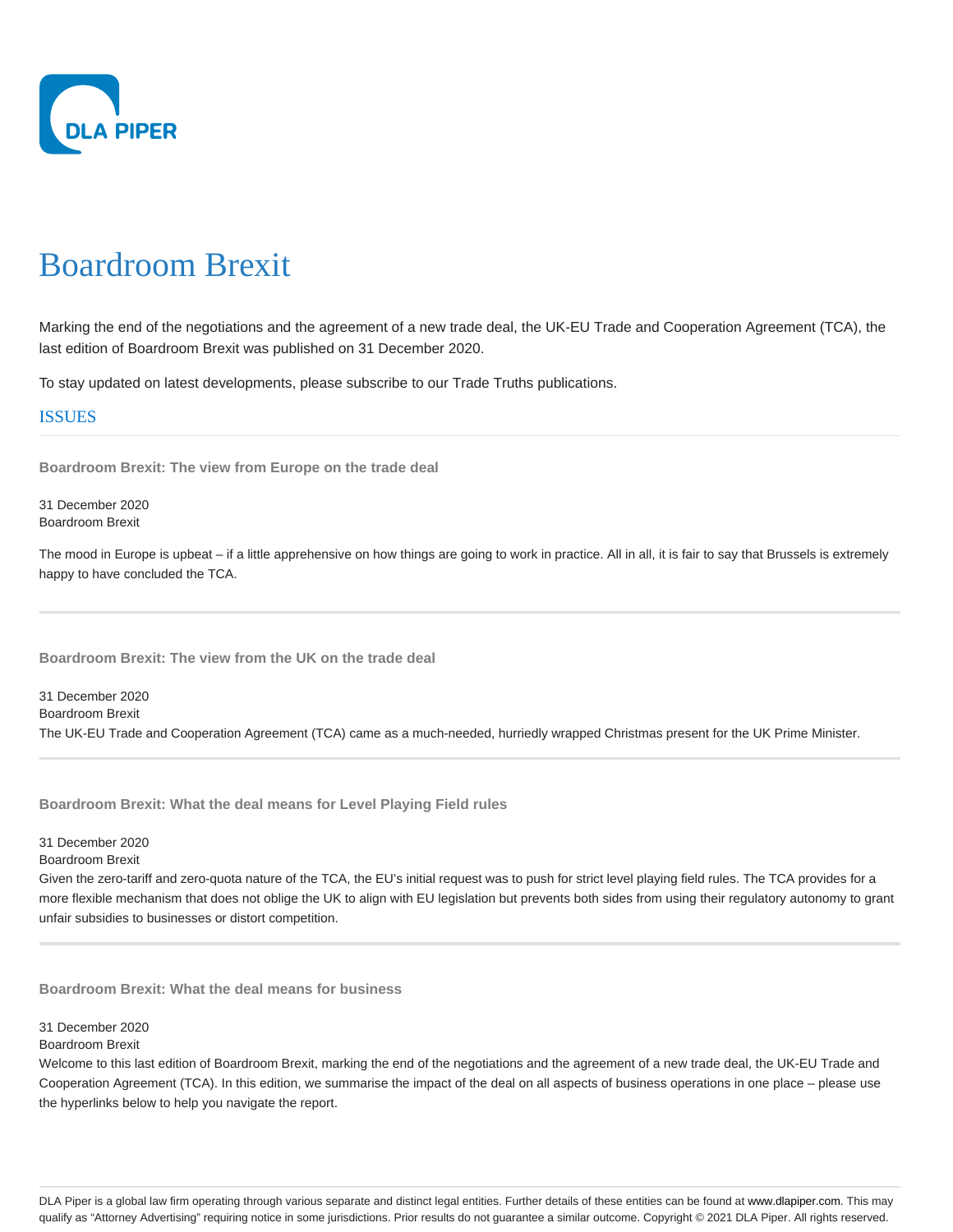DLA PIPER

# Boardroom Brexit

Marking the end of the negotiations and the agreement of a new trade deal, the UK-EU Trade and Cooperation Agreement (TCA), the last edition of Boardroom Brexit was published on 31 December 2020.

To stay updated on latest developments, please subscribe to our Trade Truths publications.

## ISSUES

### Boardroom Brexit: The view from Europe on the trade deal

31 December 2020
Boardroom Brexit

The mood in Europe is upbeat – if a little apprehensive on how things are going to work in practice. All in all, it is fair to say that Brussels is extremely happy to have concluded the TCA.

### Boardroom Brexit: The view from the UK on the trade deal

31 December 2020
Boardroom Brexit
The UK-EU Trade and Cooperation Agreement (TCA) came as a much-needed, hurriedly wrapped Christmas present for the UK Prime Minister.

### Boardroom Brexit: What the deal means for Level Playing Field rules

31 December 2020
Boardroom Brexit
Given the zero-tariff and zero-quota nature of the TCA, the EU's initial request was to push for strict level playing field rules. The TCA provides for a more flexible mechanism that does not oblige the UK to align with EU legislation but prevents both sides from using their regulatory autonomy to grant unfair subsidies to businesses or distort competition.

### Boardroom Brexit: What the deal means for business

31 December 2020
Boardroom Brexit
Welcome to this last edition of Boardroom Brexit, marking the end of the negotiations and the agreement of a new trade deal, the UK-EU Trade and Cooperation Agreement (TCA). In this edition, we summarise the impact of the deal on all aspects of business operations in one place – please use the hyperlinks below to help you navigate the report.

DLA Piper is a global law firm operating through various separate and distinct legal entities. Further details of these entities can be found at www.dlapiper.com. This may qualify as "Attorney Advertising" requiring notice in some jurisdictions. Prior results do not guarantee a similar outcome. Copyright © 2021 DLA Piper. All rights reserved.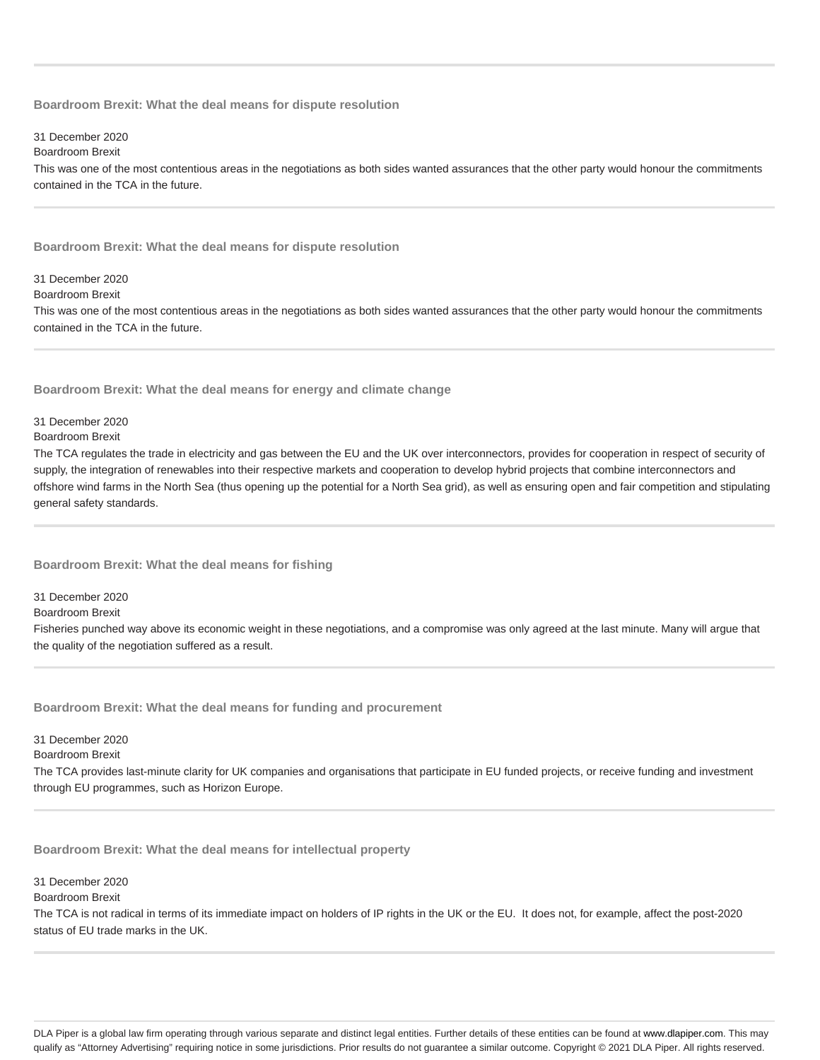### Boardroom Brexit: What the deal means for dispute resolution

31 December 2020

Boardroom Brexit

This was one of the most contentious areas in the negotiations as both sides wanted assurances that the other party would honour the commitments contained in the TCA in the future.

---

### Boardroom Brexit: What the deal means for dispute resolution

31 December 2020

Boardroom Brexit

This was one of the most contentious areas in the negotiations as both sides wanted assurances that the other party would honour the commitments contained in the TCA in the future.

---

### Boardroom Brexit: What the deal means for energy and climate change

31 December 2020

Boardroom Brexit

The TCA regulates the trade in electricity and gas between the EU and the UK over interconnectors, provides for cooperation in respect of security of supply, the integration of renewables into their respective markets and cooperation to develop hybrid projects that combine interconnectors and offshore wind farms in the North Sea (thus opening up the potential for a North Sea grid), as well as ensuring open and fair competition and stipulating general safety standards.

---

### Boardroom Brexit: What the deal means for fishing

31 December 2020

Boardroom Brexit

Fisheries punched way above its economic weight in these negotiations, and a compromise was only agreed at the last minute. Many will argue that the quality of the negotiation suffered as a result.

---

### Boardroom Brexit: What the deal means for funding and procurement

31 December 2020

Boardroom Brexit

The TCA provides last-minute clarity for UK companies and organisations that participate in EU funded projects, or receive funding and investment through EU programmes, such as Horizon Europe.

---

### Boardroom Brexit: What the deal means for intellectual property

31 December 2020

Boardroom Brexit

The TCA is not radical in terms of its immediate impact on holders of IP rights in the UK or the EU. It does not, for example, affect the post-2020 status of EU trade marks in the UK.

---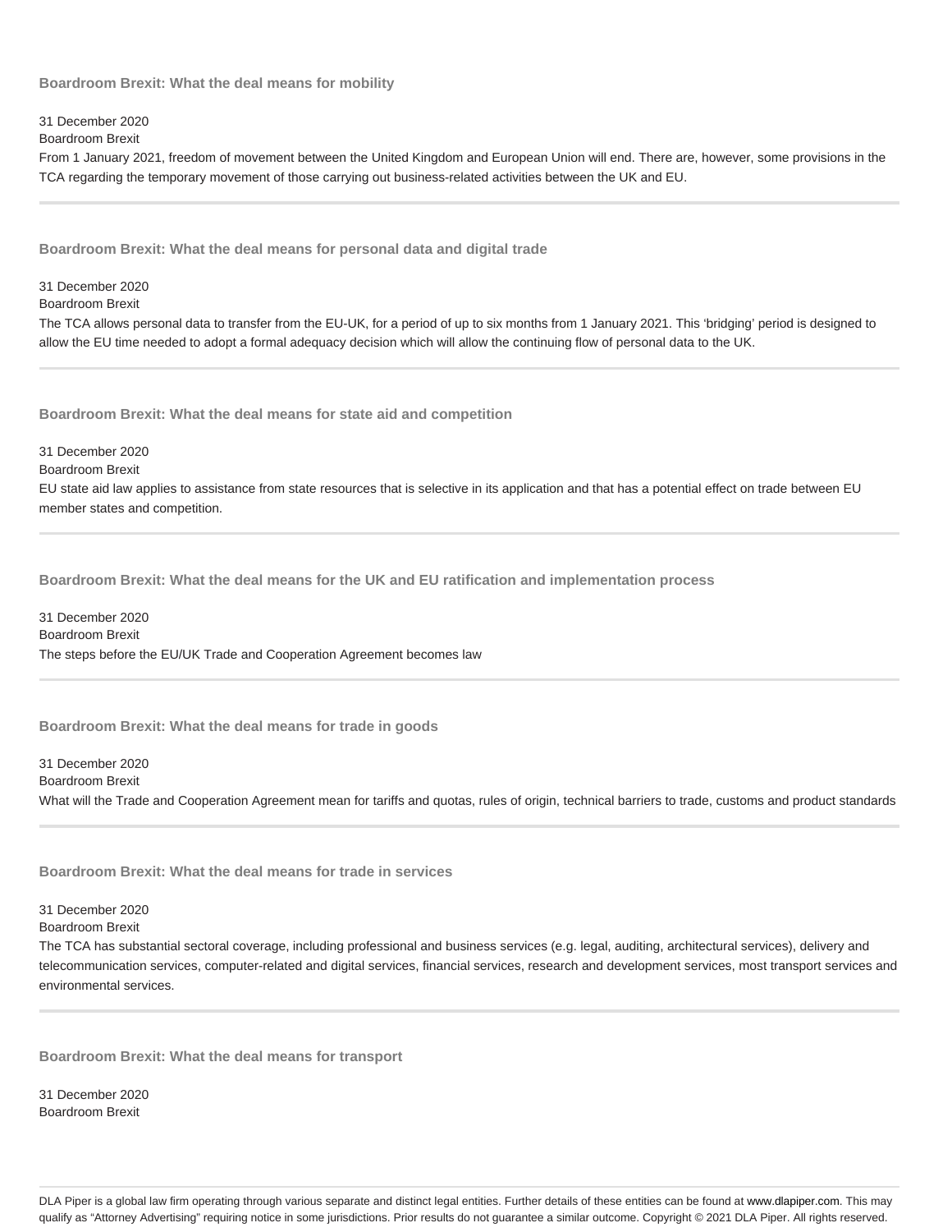### Boardroom Brexit: What the deal means for mobility

31 December 2020
Boardroom Brexit
From 1 January 2021, freedom of movement between the United Kingdom and European Union will end. There are, however, some provisions in the TCA regarding the temporary movement of those carrying out business-related activities between the UK and EU.

---

### Boardroom Brexit: What the deal means for personal data and digital trade

31 December 2020
Boardroom Brexit
The TCA allows personal data to transfer from the EU-UK, for a period of up to six months from 1 January 2021. This 'bridging' period is designed to allow the EU time needed to adopt a formal adequacy decision which will allow the continuing flow of personal data to the UK.

---

### Boardroom Brexit: What the deal means for state aid and competition

31 December 2020
Boardroom Brexit
EU state aid law applies to assistance from state resources that is selective in its application and that has a potential effect on trade between EU member states and competition.

---

### Boardroom Brexit: What the deal means for the UK and EU ratification and implementation process

31 December 2020
Boardroom Brexit
The steps before the EU/UK Trade and Cooperation Agreement becomes law

---

### Boardroom Brexit: What the deal means for trade in goods

31 December 2020
Boardroom Brexit
What will the Trade and Cooperation Agreement mean for tariffs and quotas, rules of origin, technical barriers to trade, customs and product standards

---

### Boardroom Brexit: What the deal means for trade in services

31 December 2020
Boardroom Brexit
The TCA has substantial sectoral coverage, including professional and business services (e.g. legal, auditing, architectural services), delivery and telecommunication services, computer-related and digital services, financial services, research and development services, most transport services and environmental services.

---

### Boardroom Brexit: What the deal means for transport

31 December 2020
Boardroom Brexit

---

DLA Piper is a global law firm operating through various separate and distinct legal entities. Further details of these entities can be found at www.dlapiper.com. This may qualify as "Attorney Advertising" requiring notice in some jurisdictions. Prior results do not guarantee a similar outcome. Copyright © 2021 DLA Piper. All rights reserved.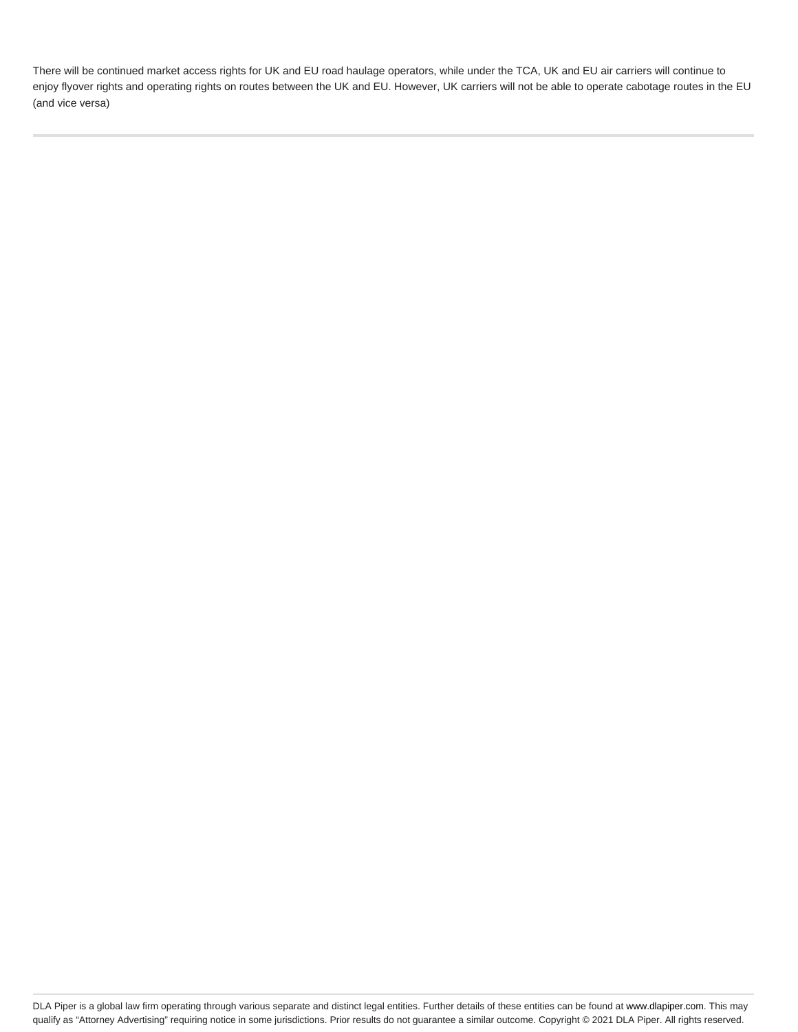There will be continued market access rights for UK and EU road haulage operators, while under the TCA, UK and EU air carriers will continue to enjoy flyover rights and operating rights on routes between the UK and EU. However, UK carriers will not be able to operate cabotage routes in the EU (and vice versa)

---